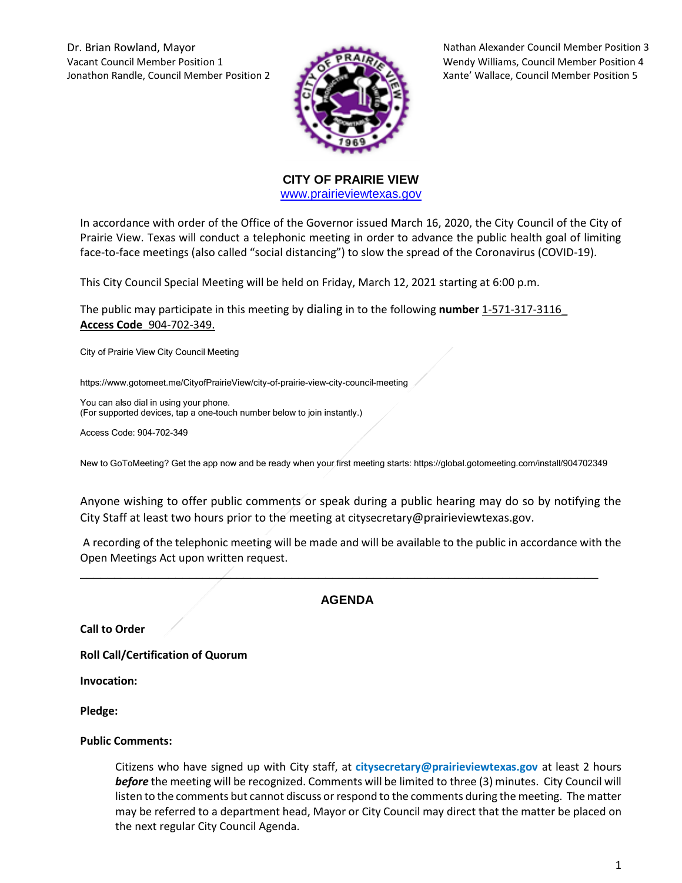Dr. Brian Rowland, Mayor
Vacant Council Member Position 1
Jonathon Randle, Council Member Position 2

Nathan Alexander Council Member Position 3
Wendy Williams, Council Member Position 4
Xante' Wallace, Council Member Position 5

## CITY OF PRAIRIE VIEW

www.prairieviewtexas.gov

In accordance with order of the Office of the Governor issued March 16, 2020, the City Council of the City of Prairie View. Texas will conduct a telephonic meeting in order to advance the public health goal of limiting face-to-face meetings (also called "social distancing") to slow the spread of the Coronavirus (COVID-19).

This City Council Special Meeting will be held on Friday, March 12, 2021 starting at 6:00 p.m.

The public may participate in this meeting by dialing in to the following **number** 1-571-317-3116_ **Access Code**_904-702-349.

City of Prairie View City Council Meeting

https://www.gotomeet.me/CityofPrairieView/city-of-prairie-view-city-council-meeting

You can also dial in using your phone.
(For supported devices, tap a one-touch number below to join instantly.)

Access Code: 904-702-349

New to GoToMeeting? Get the app now and be ready when your first meeting starts: https://global.gotomeeting.com/install/904702349

Anyone wishing to offer public comments or speak during a public hearing may do so by notifying the City Staff at least two hours prior to the meeting at citysecretary@prairieviewtexas.gov.

A recording of the telephonic meeting will be made and will be available to the public in accordance with the Open Meetings Act upon written request.

---

## AGENDA

**Call to Order**

**Roll Call/Certification of Quorum**

**Invocation:**

**Pledge:**

**Public Comments:**

Citizens who have signed up with City staff, at **citysecretary@prairieviewtexas.gov** at least 2 hours ***before*** the meeting will be recognized. Comments will be limited to three (3) minutes. City Council will listen to the comments but cannot discuss or respond to the comments during the meeting. The matter may be referred to a department head, Mayor or City Council may direct that the matter be placed on the next regular City Council Agenda.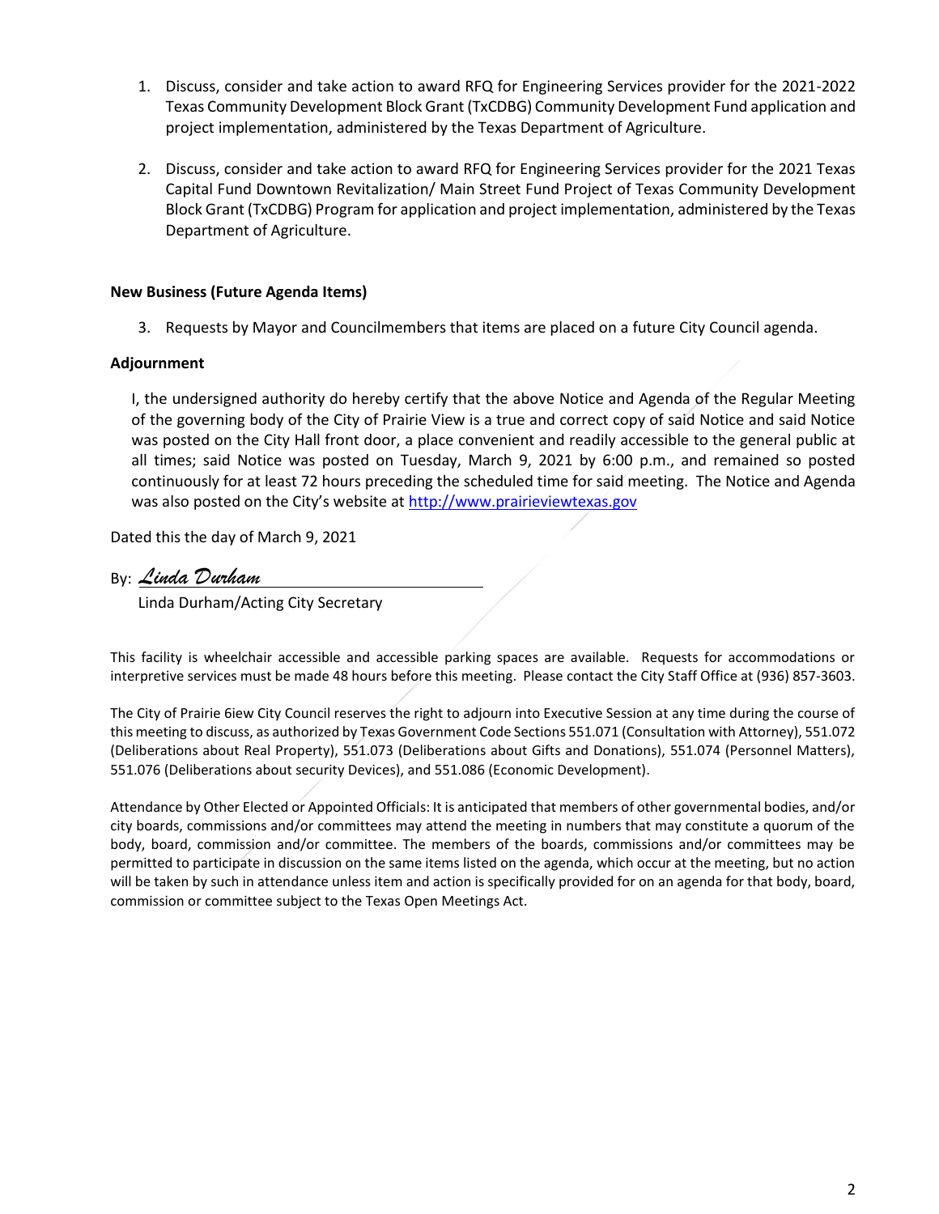1. Discuss, consider and take action to award RFQ for Engineering Services provider for the 2021-2022 Texas Community Development Block Grant (TxCDBG) Community Development Fund application and project implementation, administered by the Texas Department of Agriculture.

2. Discuss, consider and take action to award RFQ for Engineering Services provider for the 2021 Texas Capital Fund Downtown Revitalization/ Main Street Fund Project of Texas Community Development Block Grant (TxCDBG) Program for application and project implementation, administered by the Texas Department of Agriculture.

**New Business (Future Agenda Items)**

3. Requests by Mayor and Councilmembers that items are placed on a future City Council agenda.

**Adjournment**

I, the undersigned authority do hereby certify that the above Notice and Agenda of the Regular Meeting of the governing body of the City of Prairie View is a true and correct copy of said Notice and said Notice was posted on the City Hall front door, a place convenient and readily accessible to the general public at all times; said Notice was posted on Tuesday, March 9, 2021 by 6:00 p.m., and remained so posted continuously for at least 72 hours preceding the scheduled time for said meeting. The Notice and Agenda was also posted on the City's website at http://www.prairieviewtexas.gov

Dated this the day of March 9, 2021

By: *Linda Durham*

Linda Durham/Acting City Secretary

This facility is wheelchair accessible and accessible parking spaces are available. Requests for accommodations or interpretive services must be made 48 hours before this meeting. Please contact the City Staff Office at (936) 857-3603.

The City of Prairie 6iew City Council reserves the right to adjourn into Executive Session at any time during the course of this meeting to discuss, as authorized by Texas Government Code Sections 551.071 (Consultation with Attorney), 551.072 (Deliberations about Real Property), 551.073 (Deliberations about Gifts and Donations), 551.074 (Personnel Matters), 551.076 (Deliberations about security Devices), and 551.086 (Economic Development).

Attendance by Other Elected or Appointed Officials: It is anticipated that members of other governmental bodies, and/or city boards, commissions and/or committees may attend the meeting in numbers that may constitute a quorum of the body, board, commission and/or committee. The members of the boards, commissions and/or committees may be permitted to participate in discussion on the same items listed on the agenda, which occur at the meeting, but no action will be taken by such in attendance unless item and action is specifically provided for on an agenda for that body, board, commission or committee subject to the Texas Open Meetings Act.